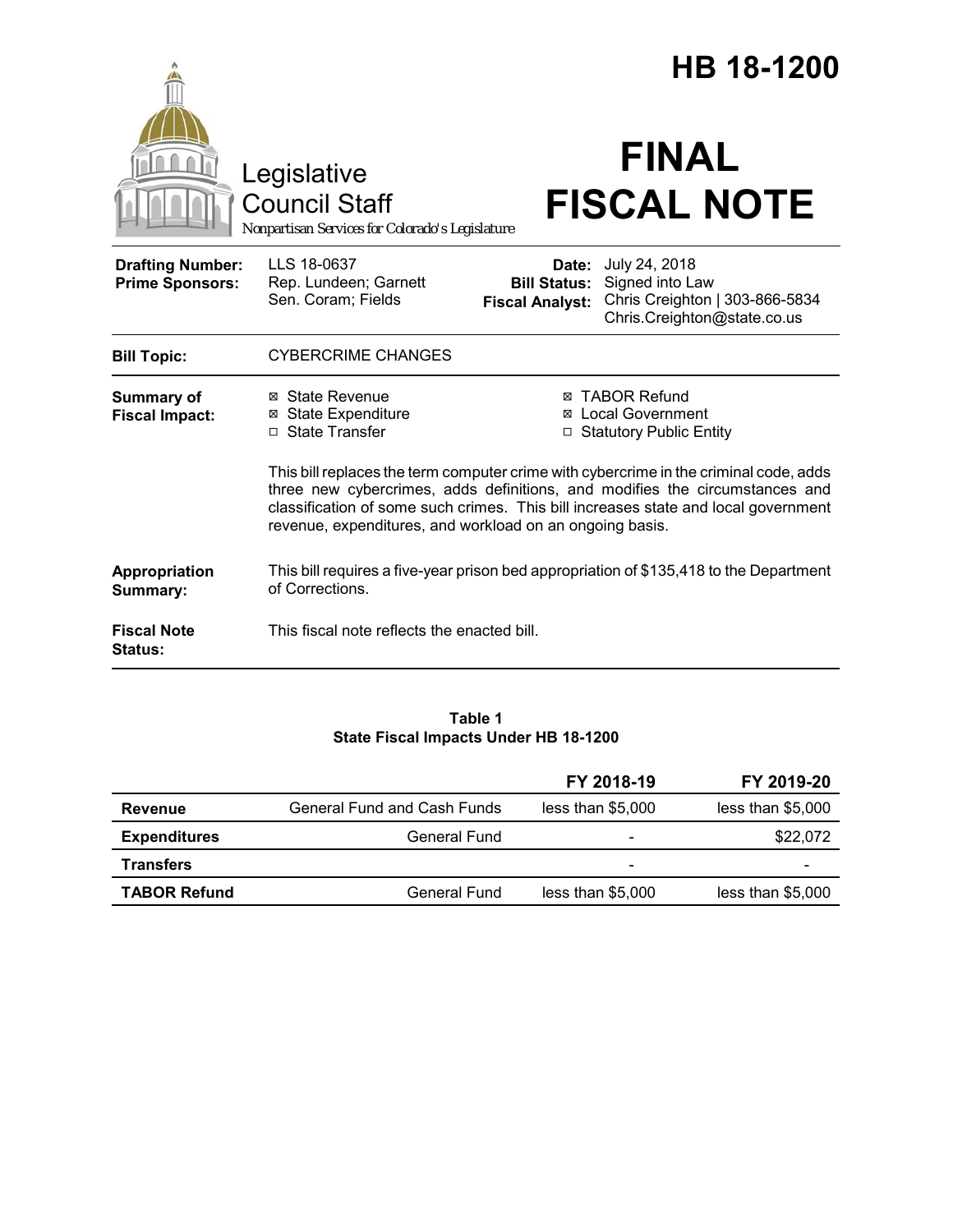# HB 18-1200

Legislative Council Staff

*Nonpartisan Services for Colorado's Legislature*

# FINAL FISCAL NOTE

| | | | |
|---|---|---|---|
| **Drafting Number:** | LLS 18-0637 | **Date:** | July 24, 2018 |
| **Prime Sponsors:** | Rep. Lundeen; Garnett<br>Sen. Coram; Fields | **Bill Status:** | Signed into Law |
| | | **Fiscal Analyst:** | Chris Creighton \| 303-866-5834<br>Chris.Creighton@state.co.us |

**Bill Topic:** CYBERCRIME CHANGES

**Summary of Fiscal Impact:**

- ☒ State Revenue
- ☒ State Expenditure
- ☐ State Transfer
- ☒ TABOR Refund
- ☒ Local Government
- ☐ Statutory Public Entity

This bill replaces the term computer crime with cybercrime in the criminal code, adds three new cybercrimes, adds definitions, and modifies the circumstances and classification of some such crimes. This bill increases state and local government revenue, expenditures, and workload on an ongoing basis.

**Appropriation Summary:** This bill requires a five-year prison bed appropriation of $135,418 to the Department of Corrections.

**Fiscal Note Status:** This fiscal note reflects the enacted bill.

**Table 1**
**State Fiscal Impacts Under HB 18-1200**

| | | FY 2018-19 | FY 2019-20 |
|---|---|---|---|
| **Revenue** | General Fund and Cash Funds | less than $5,000 | less than $5,000 |
| **Expenditures** | General Fund | - | $22,072 |
| **Transfers** | | - | - |
| **TABOR Refund** | General Fund | less than $5,000 | less than $5,000 |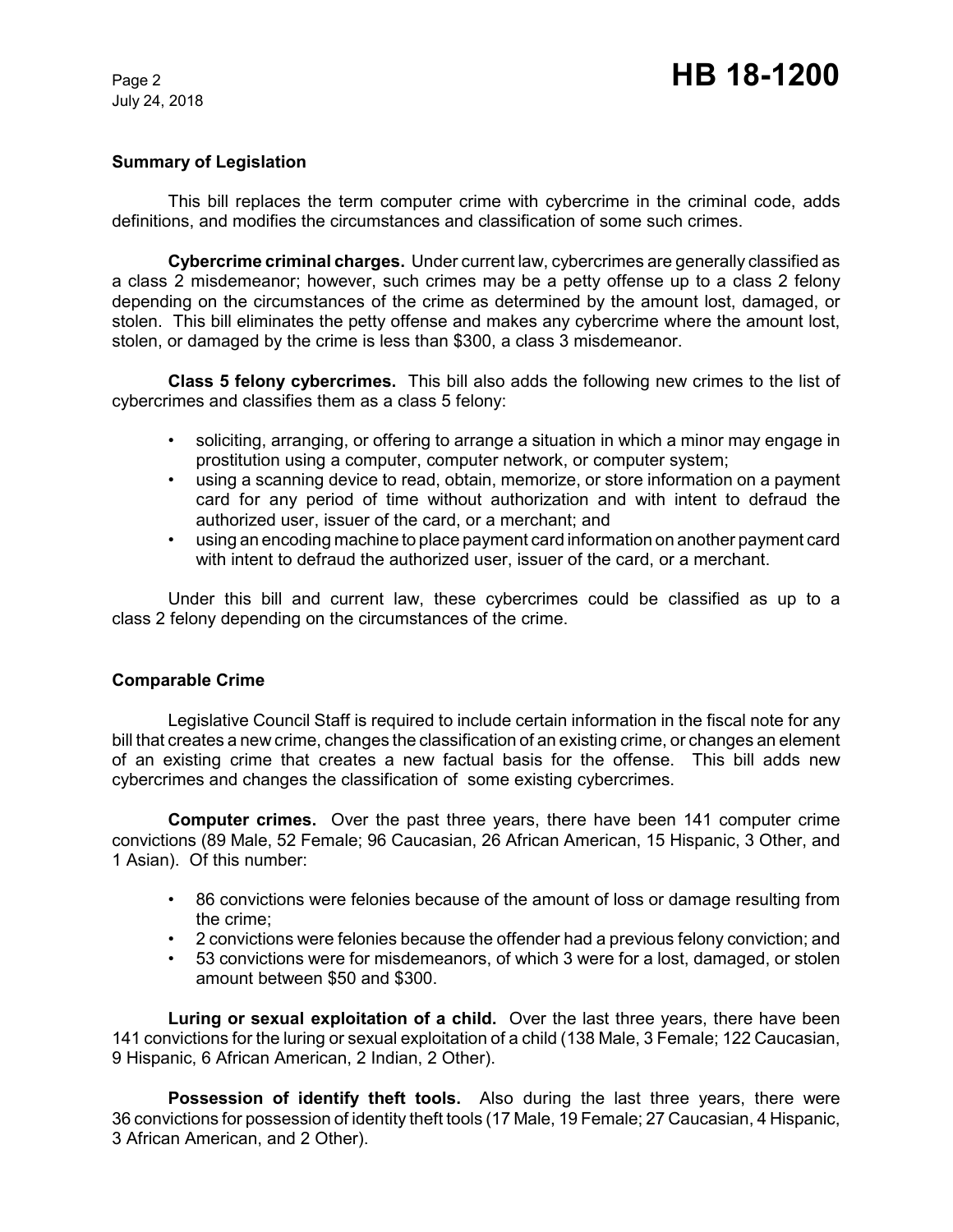## Summary of Legislation

This bill replaces the term computer crime with cybercrime in the criminal code, adds definitions, and modifies the circumstances and classification of some such crimes.

**Cybercrime criminal charges.** Under current law, cybercrimes are generally classified as a class 2 misdemeanor; however, such crimes may be a petty offense up to a class 2 felony depending on the circumstances of the crime as determined by the amount lost, damaged, or stolen. This bill eliminates the petty offense and makes any cybercrime where the amount lost, stolen, or damaged by the crime is less than $300, a class 3 misdemeanor.

**Class 5 felony cybercrimes.** This bill also adds the following new crimes to the list of cybercrimes and classifies them as a class 5 felony:

- soliciting, arranging, or offering to arrange a situation in which a minor may engage in prostitution using a computer, computer network, or computer system;
- using a scanning device to read, obtain, memorize, or store information on a payment card for any period of time without authorization and with intent to defraud the authorized user, issuer of the card, or a merchant; and
- using an encoding machine to place payment card information on another payment card with intent to defraud the authorized user, issuer of the card, or a merchant.

Under this bill and current law, these cybercrimes could be classified as up to a class 2 felony depending on the circumstances of the crime.

## Comparable Crime

Legislative Council Staff is required to include certain information in the fiscal note for any bill that creates a new crime, changes the classification of an existing crime, or changes an element of an existing crime that creates a new factual basis for the offense. This bill adds new cybercrimes and changes the classification of some existing cybercrimes.

**Computer crimes.** Over the past three years, there have been 141 computer crime convictions (89 Male, 52 Female; 96 Caucasian, 26 African American, 15 Hispanic, 3 Other, and 1 Asian). Of this number:

- 86 convictions were felonies because of the amount of loss or damage resulting from the crime;
- 2 convictions were felonies because the offender had a previous felony conviction; and
- 53 convictions were for misdemeanors, of which 3 were for a lost, damaged, or stolen amount between $50 and $300.

**Luring or sexual exploitation of a child.** Over the last three years, there have been 141 convictions for the luring or sexual exploitation of a child (138 Male, 3 Female; 122 Caucasian, 9 Hispanic, 6 African American, 2 Indian, 2 Other).

**Possession of identify theft tools.** Also during the last three years, there were 36 convictions for possession of identity theft tools (17 Male, 19 Female; 27 Caucasian, 4 Hispanic, 3 African American, and 2 Other).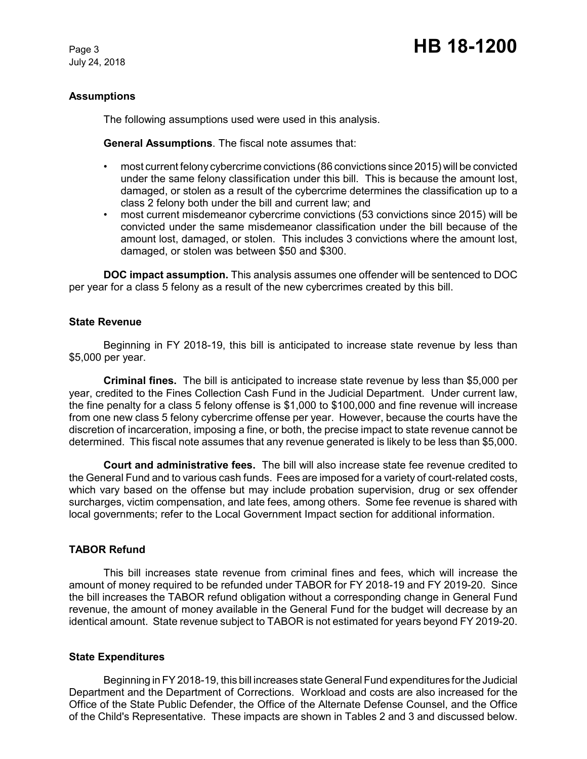### Assumptions

The following assumptions used were used in this analysis.

**General Assumptions**. The fiscal note assumes that:

- most current felony cybercrime convictions (86 convictions since 2015) will be convicted under the same felony classification under this bill. This is because the amount lost, damaged, or stolen as a result of the cybercrime determines the classification up to a class 2 felony both under the bill and current law; and
- most current misdemeanor cybercrime convictions (53 convictions since 2015) will be convicted under the same misdemeanor classification under the bill because of the amount lost, damaged, or stolen. This includes 3 convictions where the amount lost, damaged, or stolen was between $50 and $300.

**DOC impact assumption.** This analysis assumes one offender will be sentenced to DOC per year for a class 5 felony as a result of the new cybercrimes created by this bill.

### State Revenue

Beginning in FY 2018-19, this bill is anticipated to increase state revenue by less than $5,000 per year.

**Criminal fines.** The bill is anticipated to increase state revenue by less than $5,000 per year, credited to the Fines Collection Cash Fund in the Judicial Department. Under current law, the fine penalty for a class 5 felony offense is $1,000 to $100,000 and fine revenue will increase from one new class 5 felony cybercrime offense per year. However, because the courts have the discretion of incarceration, imposing a fine, or both, the precise impact to state revenue cannot be determined. This fiscal note assumes that any revenue generated is likely to be less than $5,000.

**Court and administrative fees.** The bill will also increase state fee revenue credited to the General Fund and to various cash funds. Fees are imposed for a variety of court-related costs, which vary based on the offense but may include probation supervision, drug or sex offender surcharges, victim compensation, and late fees, among others. Some fee revenue is shared with local governments; refer to the Local Government Impact section for additional information.

### TABOR Refund

This bill increases state revenue from criminal fines and fees, which will increase the amount of money required to be refunded under TABOR for FY 2018-19 and FY 2019-20. Since the bill increases the TABOR refund obligation without a corresponding change in General Fund revenue, the amount of money available in the General Fund for the budget will decrease by an identical amount. State revenue subject to TABOR is not estimated for years beyond FY 2019-20.

### State Expenditures

Beginning in FY 2018-19, this bill increases state General Fund expenditures for the Judicial Department and the Department of Corrections. Workload and costs are also increased for the Office of the State Public Defender, the Office of the Alternate Defense Counsel, and the Office of the Child's Representative. These impacts are shown in Tables 2 and 3 and discussed below.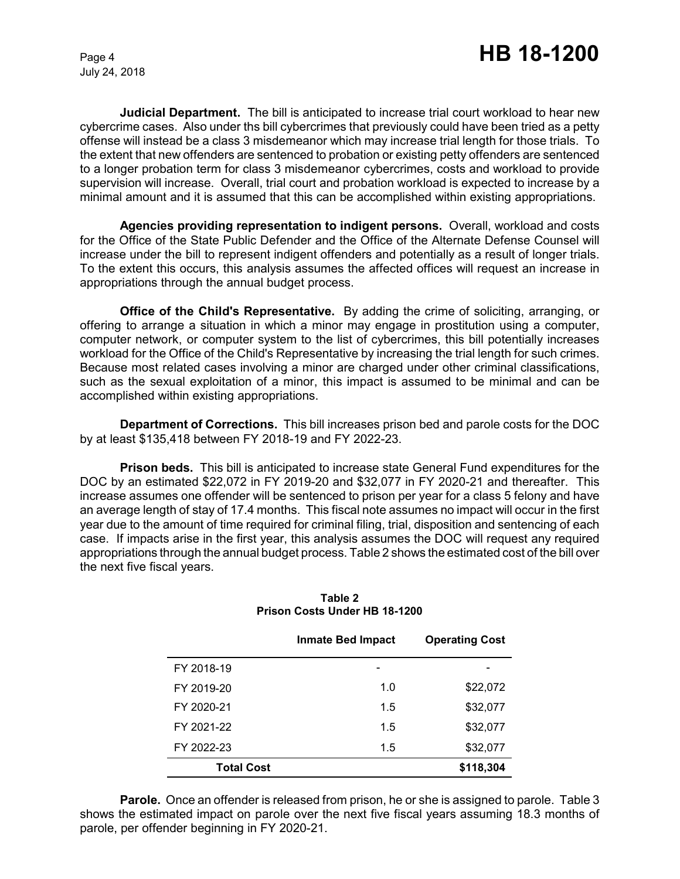**Judicial Department.** The bill is anticipated to increase trial court workload to hear new cybercrime cases. Also under ths bill cybercrimes that previously could have been tried as a petty offense will instead be a class 3 misdemeanor which may increase trial length for those trials. To the extent that new offenders are sentenced to probation or existing petty offenders are sentenced to a longer probation term for class 3 misdemeanor cybercrimes, costs and workload to provide supervision will increase. Overall, trial court and probation workload is expected to increase by a minimal amount and it is assumed that this can be accomplished within existing appropriations.

**Agencies providing representation to indigent persons.** Overall, workload and costs for the Office of the State Public Defender and the Office of the Alternate Defense Counsel will increase under the bill to represent indigent offenders and potentially as a result of longer trials. To the extent this occurs, this analysis assumes the affected offices will request an increase in appropriations through the annual budget process.

**Office of the Child's Representative.** By adding the crime of soliciting, arranging, or offering to arrange a situation in which a minor may engage in prostitution using a computer, computer network, or computer system to the list of cybercrimes, this bill potentially increases workload for the Office of the Child's Representative by increasing the trial length for such crimes. Because most related cases involving a minor are charged under other criminal classifications, such as the sexual exploitation of a minor, this impact is assumed to be minimal and can be accomplished within existing appropriations.

**Department of Corrections.** This bill increases prison bed and parole costs for the DOC by at least $135,418 between FY 2018-19 and FY 2022-23.

**Prison beds.** This bill is anticipated to increase state General Fund expenditures for the DOC by an estimated $22,072 in FY 2019-20 and $32,077 in FY 2020-21 and thereafter. This increase assumes one offender will be sentenced to prison per year for a class 5 felony and have an average length of stay of 17.4 months. This fiscal note assumes no impact will occur in the first year due to the amount of time required for criminal filing, trial, disposition and sentencing of each case. If impacts arise in the first year, this analysis assumes the DOC will request any required appropriations through the annual budget process. Table 2 shows the estimated cost of the bill over the next five fiscal years.

**Table 2**
**Prison Costs Under HB 18-1200**

| | Inmate Bed Impact | Operating Cost |
|---|---|---|
| FY 2018-19 | - | - |
| FY 2019-20 | 1.0 | $22,072 |
| FY 2020-21 | 1.5 | $32,077 |
| FY 2021-22 | 1.5 | $32,077 |
| FY 2022-23 | 1.5 | $32,077 |
| **Total Cost** | | **$118,304** |

**Parole.** Once an offender is released from prison, he or she is assigned to parole. Table 3 shows the estimated impact on parole over the next five fiscal years assuming 18.3 months of parole, per offender beginning in FY 2020-21.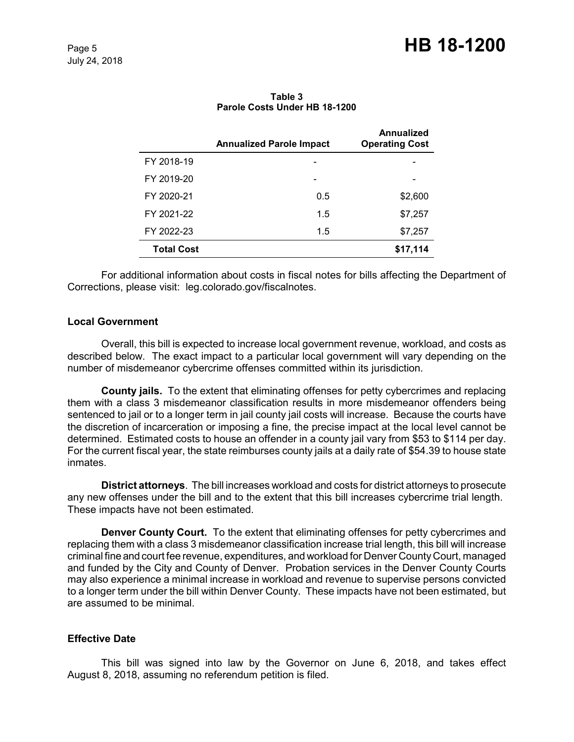**Table 3**
**Parole Costs Under HB 18-1200**

| | Annualized Parole Impact | Annualized Operating Cost |
|---|---|---|
| FY 2018-19 | - | - |
| FY 2019-20 | - | - |
| FY 2020-21 | 0.5 | $2,600 |
| FY 2021-22 | 1.5 | $7,257 |
| FY 2022-23 | 1.5 | $7,257 |
| **Total Cost** | | **$17,114** |

For additional information about costs in fiscal notes for bills affecting the Department of Corrections, please visit: leg.colorado.gov/fiscalnotes.

### Local Government

Overall, this bill is expected to increase local government revenue, workload, and costs as described below. The exact impact to a particular local government will vary depending on the number of misdemeanor cybercrime offenses committed within its jurisdiction.

**County jails.** To the extent that eliminating offenses for petty cybercrimes and replacing them with a class 3 misdemeanor classification results in more misdemeanor offenders being sentenced to jail or to a longer term in jail county jail costs will increase. Because the courts have the discretion of incarceration or imposing a fine, the precise impact at the local level cannot be determined. Estimated costs to house an offender in a county jail vary from $53 to $114 per day. For the current fiscal year, the state reimburses county jails at a daily rate of $54.39 to house state inmates.

**District attorneys**. The bill increases workload and costs for district attorneys to prosecute any new offenses under the bill and to the extent that this bill increases cybercrime trial length. These impacts have not been estimated.

**Denver County Court.** To the extent that eliminating offenses for petty cybercrimes and replacing them with a class 3 misdemeanor classification increase trial length, this bill will increase criminal fine and court fee revenue, expenditures, and workload for Denver County Court, managed and funded by the City and County of Denver. Probation services in the Denver County Courts may also experience a minimal increase in workload and revenue to supervise persons convicted to a longer term under the bill within Denver County. These impacts have not been estimated, but are assumed to be minimal.

### Effective Date

This bill was signed into law by the Governor on June 6, 2018, and takes effect August 8, 2018, assuming no referendum petition is filed.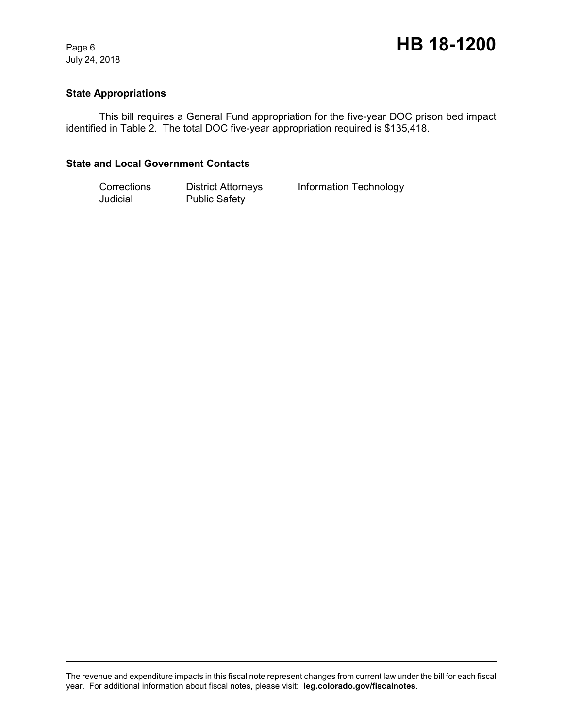### State Appropriations

This bill requires a General Fund appropriation for the five-year DOC prison bed impact identified in Table 2. The total DOC five-year appropriation required is $135,418.

### State and Local Government Contacts

| | | |
|---|---|---|
| Corrections | District Attorneys | Information Technology |
| Judicial | Public Safety | |

The revenue and expenditure impacts in this fiscal note represent changes from current law under the bill for each fiscal year. For additional information about fiscal notes, please visit: **leg.colorado.gov/fiscalnotes**.